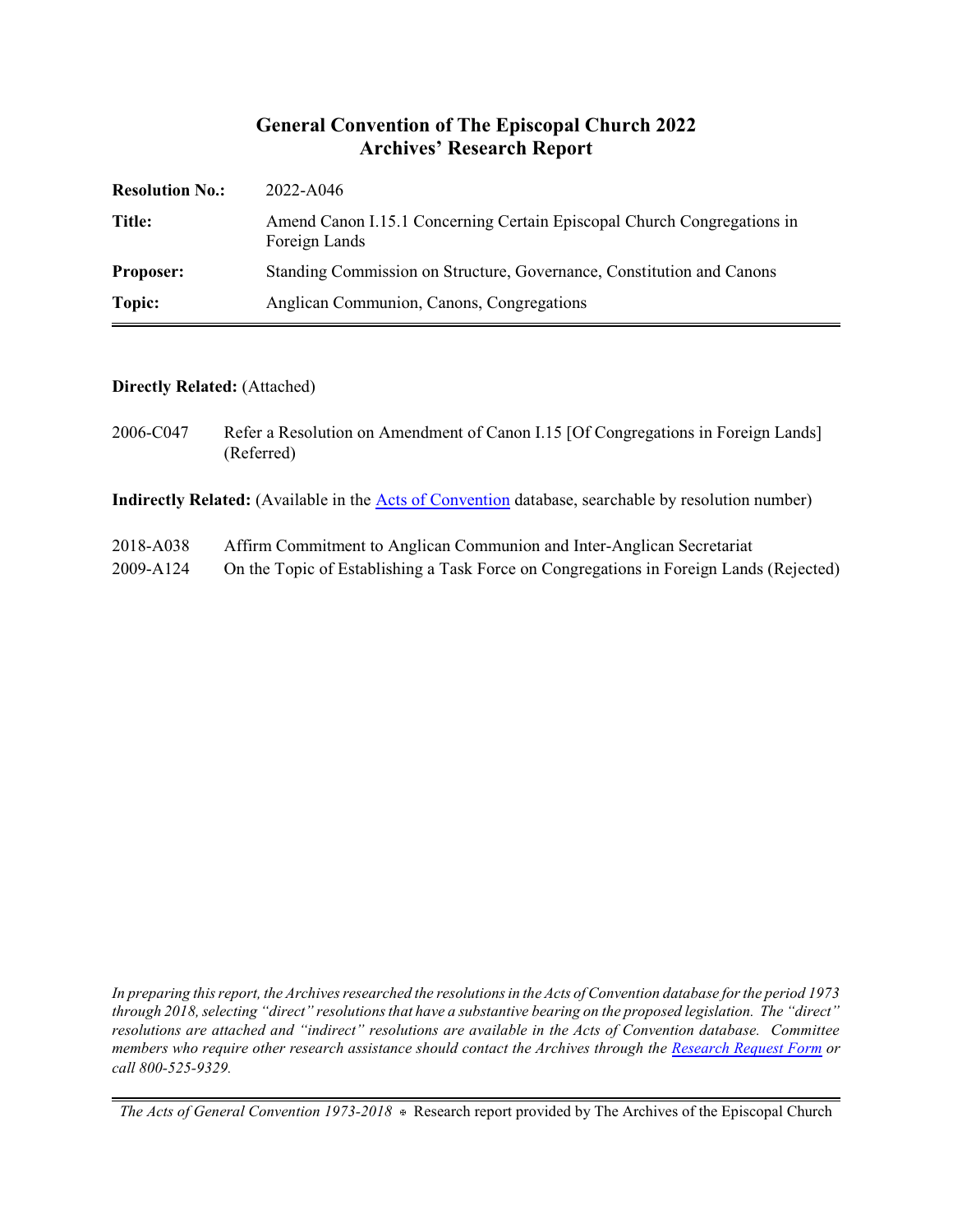# General Convention of The Episcopal Church 2022
## Archives' Research Report

| | |
|---|---|
| **Resolution No.:** | 2022-A046 |
| **Title:** | Amend Canon I.15.1 Concerning Certain Episcopal Church Congregations in Foreign Lands |
| **Proposer:** | Standing Commission on Structure, Governance, Constitution and Canons |
| **Topic:** | Anglican Communion, Canons, Congregations |

**Directly Related:** (Attached)

2006-C047 Refer a Resolution on Amendment of Canon I.15 [Of Congregations in Foreign Lands] (Referred)

**Indirectly Related:** (Available in the [Acts of Convention]() database, searchable by resolution number)

2018-A038 Affirm Commitment to Anglican Communion and Inter-Anglican Secretariat
2009-A124 On the Topic of Establishing a Task Force on Congregations in Foreign Lands (Rejected)

*In preparing this report, the Archives researched the resolutions in the Acts of Convention database for the period 1973 through 2018, selecting "direct" resolutions that have a substantive bearing on the proposed legislation. The "direct" resolutions are attached and "indirect" resolutions are available in the Acts of Convention database. Committee members who require other research assistance should contact the Archives through the [Research Request Form]() or call 800-525-9329.*

*The Acts of General Convention 1973-2018* ⊕ Research report provided by The Archives of the Episcopal Church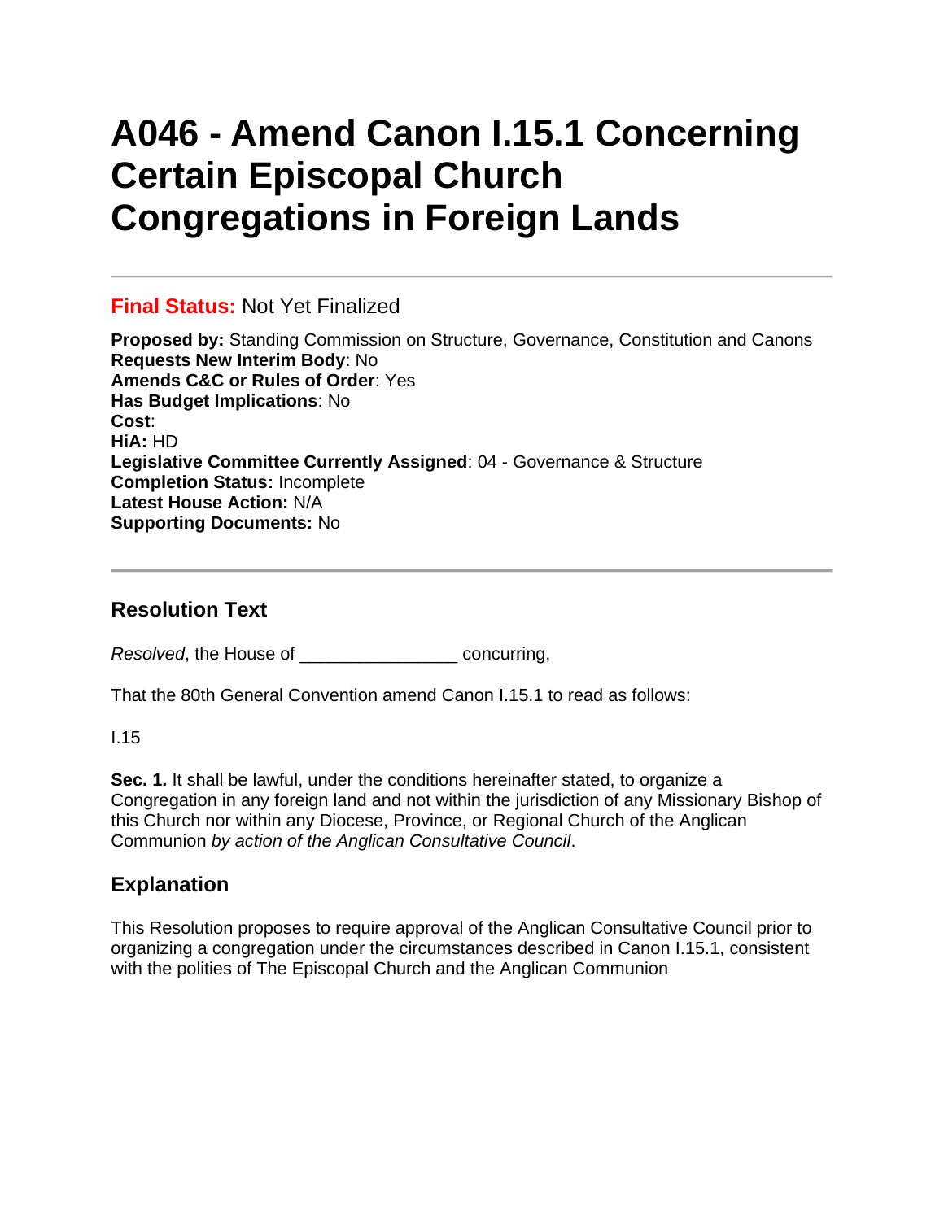# A046 - Amend Canon I.15.1 Concerning Certain Episcopal Church Congregations in Foreign Lands

---

**Final Status:** Not Yet Finalized

**Proposed by:** Standing Commission on Structure, Governance, Constitution and Canons
**Requests New Interim Body**: No
**Amends C&C or Rules of Order**: Yes
**Has Budget Implications**: No
**Cost**:
**HiA:** HD
**Legislative Committee Currently Assigned**: 04 - Governance & Structure
**Completion Status:** Incomplete
**Latest House Action:** N/A
**Supporting Documents:** No

---

## Resolution Text

*Resolved*, the House of _______________ concurring,

That the 80th General Convention amend Canon I.15.1 to read as follows:

I.15

**Sec. 1.** It shall be lawful, under the conditions hereinafter stated, to organize a Congregation in any foreign land and not within the jurisdiction of any Missionary Bishop of this Church nor within any Diocese, Province, or Regional Church of the Anglican Communion *by action of the Anglican Consultative Council*.

## Explanation

This Resolution proposes to require approval of the Anglican Consultative Council prior to organizing a congregation under the circumstances described in Canon I.15.1, consistent with the polities of The Episcopal Church and the Anglican Communion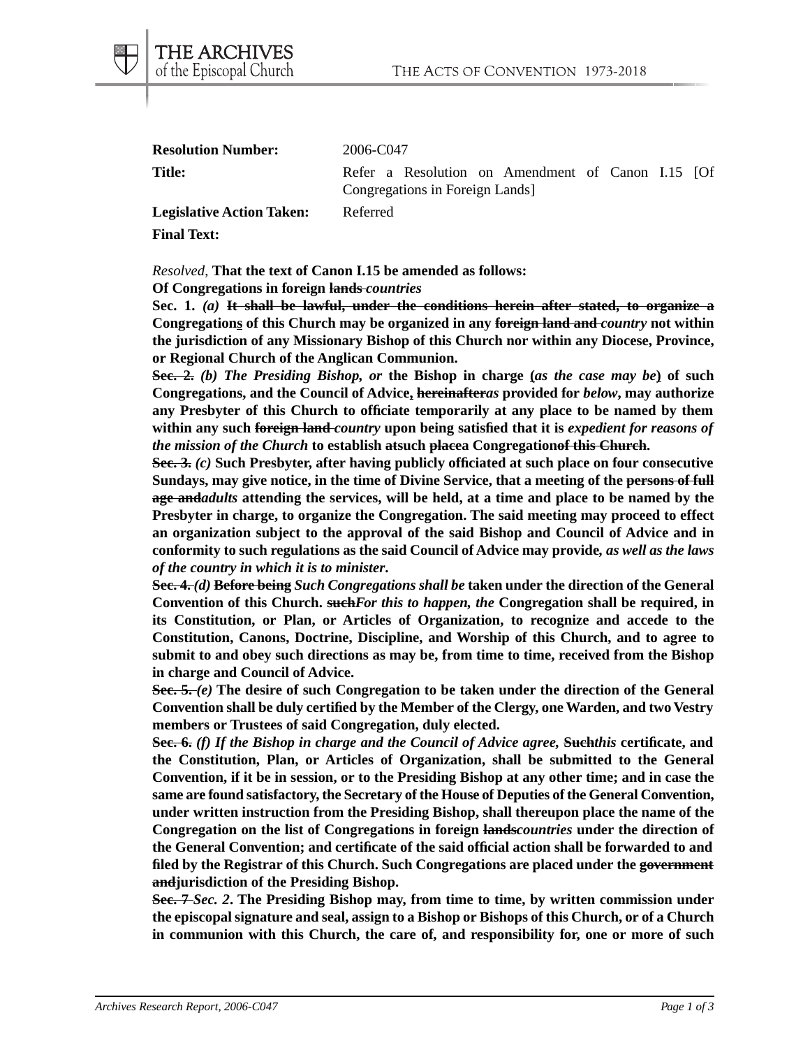**Resolution Number:** 2006-C047

**Title:** Refer a Resolution on Amendment of Canon I.15 [Of Congregations in Foreign Lands]

**Legislative Action Taken:** Referred

**Final Text:**

*Resolved,* **That the text of Canon I.15 be amended as follows:**

**Of Congregations in foreign ~~lands~~ *countries***

**Sec. 1. *(a)* ~~It shall be lawful, under the conditions herein after stated, to organize a~~ Congregations of this Church may be organized in any ~~foreign land and~~ *country* not within the jurisdiction of any Missionary Bishop of this Church nor within any Diocese, Province, or Regional Church of the Anglican Communion.**

**~~Sec. 2.~~ *(b) The Presiding Bishop, or* the Bishop in charge (*as the case may be*) of such Congregations, and the Council of Advice, ~~hereinafter~~*as* provided for *below*, may authorize any Presbyter of this Church to officiate temporarily at any place to be named by them within any such ~~foreign land~~ *country* upon being satisfied that it is *expedient for reasons of the mission of the Church* to establish ~~at~~such ~~place~~a Congregation~~of this Church~~.**

**~~Sec. 3.~~ *(c)* Such Presbyter, after having publicly officiated at such place on four consecutive Sundays, may give notice, in the time of Divine Service, that a meeting of the ~~persons of full age and~~*adults* attending the services, will be held, at a time and place to be named by the Presbyter in charge, to organize the Congregation. The said meeting may proceed to effect an organization subject to the approval of the said Bishop and Council of Advice and in conformity to such regulations as the said Council of Advice may provide, *as well as the laws of the country in which it is to minister*.**

**~~Sec. 4.~~ *(d)* ~~Before being~~ *Such Congregations shall be* taken under the direction of the General Convention of this Church. ~~such~~*For this to happen, the* Congregation shall be required, in its Constitution, or Plan, or Articles of Organization, to recognize and accede to the Constitution, Canons, Doctrine, Discipline, and Worship of this Church, and to agree to submit to and obey such directions as may be, from time to time, received from the Bishop in charge and Council of Advice.**

**~~Sec. 5.~~ *(e)* The desire of such Congregation to be taken under the direction of the General Convention shall be duly certified by the Member of the Clergy, one Warden, and two Vestry members or Trustees of said Congregation, duly elected.**

**~~Sec. 6.~~ *(f) If the Bishop in charge and the Council of Advice agree,* ~~Such~~*this* certificate, and the Constitution, Plan, or Articles of Organization, shall be submitted to the General Convention, if it be in session, or to the Presiding Bishop at any other time; and in case the same are found satisfactory, the Secretary of the House of Deputies of the General Convention, under written instruction from the Presiding Bishop, shall thereupon place the name of the Congregation on the list of Congregations in foreign ~~lands~~*countries* under the direction of the General Convention; and certificate of the said official action shall be forwarded to and filed by the Registrar of this Church. Such Congregations are placed under the ~~government and~~jurisdiction of the Presiding Bishop.**

**~~Sec. 7~~ *Sec. 2*. The Presiding Bishop may, from time to time, by written commission under the episcopal signature and seal, assign to a Bishop or Bishops of this Church, or of a Church in communion with this Church, the care of, and responsibility for, one or more of such**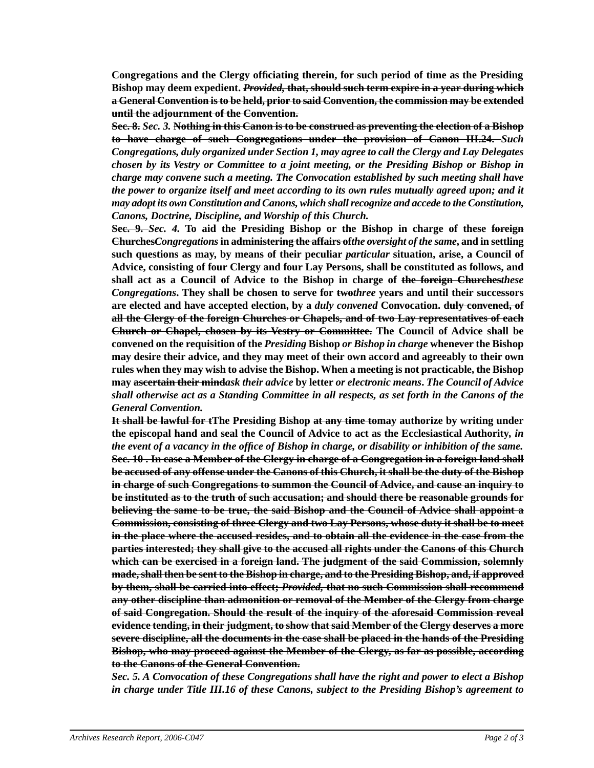**Congregations and the Clergy officiating therein, for such period of time as the Presiding Bishop may deem expedient. ~~*Provided,* that, should such term expire in a year during which a General Convention is to be held, prior to said Convention, the commission may be extended until the adjournment of the Convention.~~**

**~~Sec. 8.~~ *Sec. 3.* ~~Nothing in this Canon is to be construed as preventing the election of a Bishop to have charge of such Congregations under the provision of Canon III.24.~~** ***Such Congregations, duly organized under Section 1, may agree to call the Clergy and Lay Delegates chosen by its Vestry or Committee to a joint meeting, or the Presiding Bishop or Bishop in charge may convene such a meeting. The Convocation established by such meeting shall have the power to organize itself and meet according to its own rules mutually agreed upon; and it may adopt its own Constitution and Canons, which shall recognize and accede to the Constitution, Canons, Doctrine, Discipline, and Worship of this Church.***

**~~Sec. 9.~~ *Sec. 4.* To aid the Presiding Bishop or the Bishop in charge of these ~~foreign Churches~~*Congregations* in ~~administering the affairs of~~*the oversight of the same*, and in settling such questions as may, by means of their ~~peculiar~~ *particular* situation, arise, a Council of Advice, consisting of four Clergy and four Lay Persons, shall be constituted as follows, and shall act as a Council of Advice to the Bishop in charge of ~~the foreign Churches~~*these Congregations*. They shall be chosen to serve for ~~two~~*three* years and until their successors are elected and have accepted election, by a *duly convened* Convocation. ~~duly convened, of all the Clergy of the foreign Churches or Chapels, and of two Lay representatives of each Church or Chapel, chosen by its Vestry or Committee.~~ The Council of Advice shall be convened on the requisition of the *Presiding* Bishop *or Bishop in charge* whenever the Bishop may desire their advice, and they may meet of their own accord and agreeably to their own rules when they may wish to advise the Bishop. When a meeting is not practicable, the Bishop may ~~ascertain their mind~~*ask their advice* by letter *or electronic means*. *The Council of Advice shall otherwise act as a Standing Committee in all respects, as set forth in the Canons of the General Convention.***

**~~It shall be lawful for t~~The Presiding Bishop ~~at any time to~~may authorize by writing under the episcopal hand and seal the Council of Advice to act as the Ecclesiastical Authority, *in the event of a vacancy in the office of Bishop in charge, or disability or inhibition of the same.***

**~~Sec. 10 . In case a Member of the Clergy in charge of a Congregation in a foreign land shall be accused of any offense under the Canons of this Church, it shall be the duty of the Bishop in charge of such Congregations to summon the Council of Advice, and cause an inquiry to be instituted as to the truth of such accusation; and should there be reasonable grounds for believing the same to be true, the said Bishop and the Council of Advice shall appoint a Commission, consisting of three Clergy and two Lay Persons, whose duty it shall be to meet in the place where the accused resides, and to obtain all the evidence in the case from the parties interested; they shall give to the accused all rights under the Canons of this Church which can be exercised in a foreign land. The judgment of the said Commission, solemnly made, shall then be sent to the Bishop in charge, and to the Presiding Bishop, and, if approved by them, shall be carried into effect; *Provided,* that no such Commission shall recommend any other discipline than admonition or removal of the Member of the Clergy from charge of said Congregation. Should the result of the inquiry of the aforesaid Commission reveal evidence tending, in their judgment, to show that said Member of the Clergy deserves a more severe discipline, all the documents in the case shall be placed in the hands of the Presiding Bishop, who may proceed against the Member of the Clergy, as far as possible, according to the Canons of the General Convention.~~**

***Sec. 5. A Convocation of these Congregations shall have the right and power to elect a Bishop in charge under Title III.16 of these Canons, subject to the Presiding Bishop's agreement to***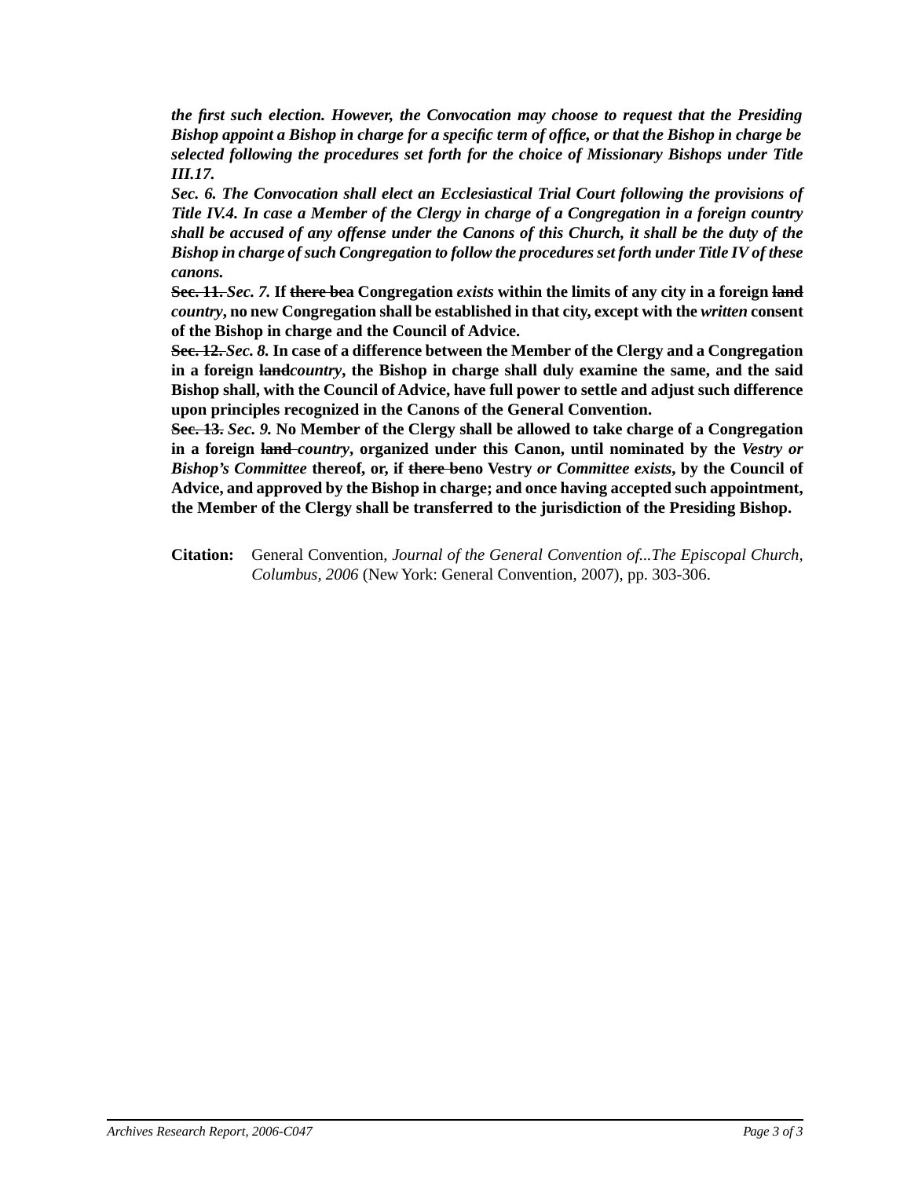***the first such election. However, the Convocation may choose to request that the Presiding Bishop appoint a Bishop in charge for a specific term of office, or that the Bishop in charge be selected following the procedures set forth for the choice of Missionary Bishops under Title III.17.***

***Sec. 6. The Convocation shall elect an Ecclesiastical Trial Court following the provisions of Title IV.4. In case a Member of the Clergy in charge of a Congregation in a foreign country shall be accused of any offense under the Canons of this Church, it shall be the duty of the Bishop in charge of such Congregation to follow the procedures set forth under Title IV of these canons.***

**~~Sec. 11.~~ *Sec. 7.* If ~~there be~~a Congregation *exists* within the limits of any city in a foreign ~~land~~ *country*, no new Congregation shall be established in that city, except with the *written* consent of the Bishop in charge and the Council of Advice.**

**~~Sec. 12.~~ *Sec. 8.* In case of a difference between the Member of the Clergy and a Congregation in a foreign ~~land~~*country*, the Bishop in charge shall duly examine the same, and the said Bishop shall, with the Council of Advice, have full power to settle and adjust such difference upon principles recognized in the Canons of the General Convention.**

**~~Sec. 13.~~ *Sec. 9.* No Member of the Clergy shall be allowed to take charge of a Congregation in a foreign ~~land~~ *country*, organized under this Canon, until nominated by the *Vestry or Bishop's Committee* thereof, or, if ~~there be~~no Vestry *or Committee exists*, by the Council of Advice, and approved by the Bishop in charge; and once having accepted such appointment, the Member of the Clergy shall be transferred to the jurisdiction of the Presiding Bishop.**

**Citation:** General Convention, *Journal of the General Convention of...The Episcopal Church, Columbus, 2006* (New York: General Convention, 2007), pp. 303-306.